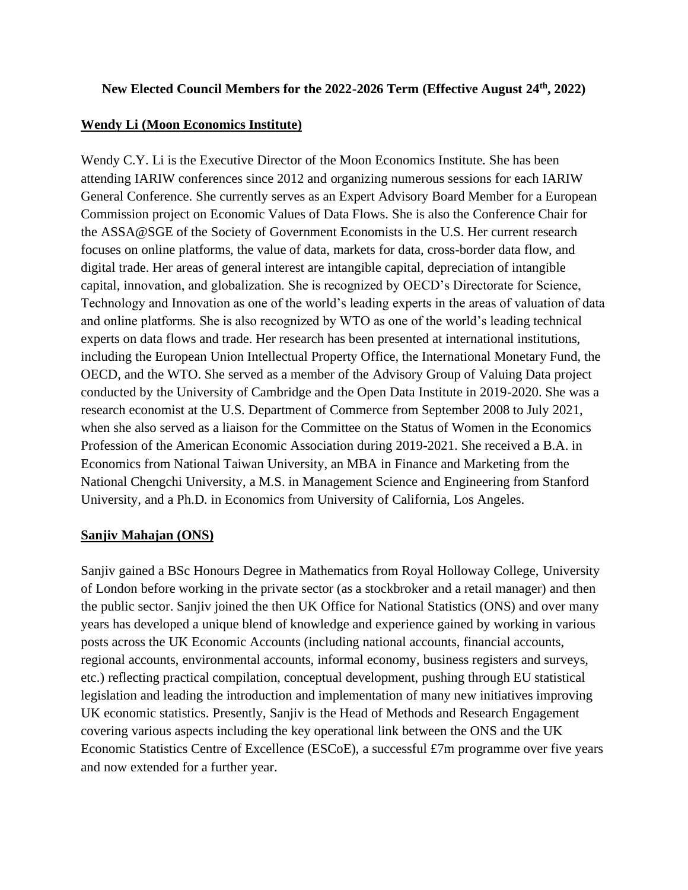# New Elected Council Members for the 2022-2026 Term (Effective August 24th, 2022)

## Wendy Li (Moon Economics Institute)

Wendy C.Y. Li is the Executive Director of the Moon Economics Institute. She has been attending IARIW conferences since 2012 and organizing numerous sessions for each IARIW General Conference. She currently serves as an Expert Advisory Board Member for a European Commission project on Economic Values of Data Flows. She is also the Conference Chair for the ASSA@SGE of the Society of Government Economists in the U.S. Her current research focuses on online platforms, the value of data, markets for data, cross-border data flow, and digital trade. Her areas of general interest are intangible capital, depreciation of intangible capital, innovation, and globalization. She is recognized by OECD's Directorate for Science, Technology and Innovation as one of the world's leading experts in the areas of valuation of data and online platforms. She is also recognized by WTO as one of the world's leading technical experts on data flows and trade. Her research has been presented at international institutions, including the European Union Intellectual Property Office, the International Monetary Fund, the OECD, and the WTO. She served as a member of the Advisory Group of Valuing Data project conducted by the University of Cambridge and the Open Data Institute in 2019-2020. She was a research economist at the U.S. Department of Commerce from September 2008 to July 2021, when she also served as a liaison for the Committee on the Status of Women in the Economics Profession of the American Economic Association during 2019-2021. She received a B.A. in Economics from National Taiwan University, an MBA in Finance and Marketing from the National Chengchi University, a M.S. in Management Science and Engineering from Stanford University, and a Ph.D. in Economics from University of California, Los Angeles.

## Sanjiv Mahajan (ONS)

Sanjiv gained a BSc Honours Degree in Mathematics from Royal Holloway College, University of London before working in the private sector (as a stockbroker and a retail manager) and then the public sector. Sanjiv joined the then UK Office for National Statistics (ONS) and over many years has developed a unique blend of knowledge and experience gained by working in various posts across the UK Economic Accounts (including national accounts, financial accounts, regional accounts, environmental accounts, informal economy, business registers and surveys, etc.) reflecting practical compilation, conceptual development, pushing through EU statistical legislation and leading the introduction and implementation of many new initiatives improving UK economic statistics. Presently, Sanjiv is the Head of Methods and Research Engagement covering various aspects including the key operational link between the ONS and the UK Economic Statistics Centre of Excellence (ESCoE), a successful £7m programme over five years and now extended for a further year.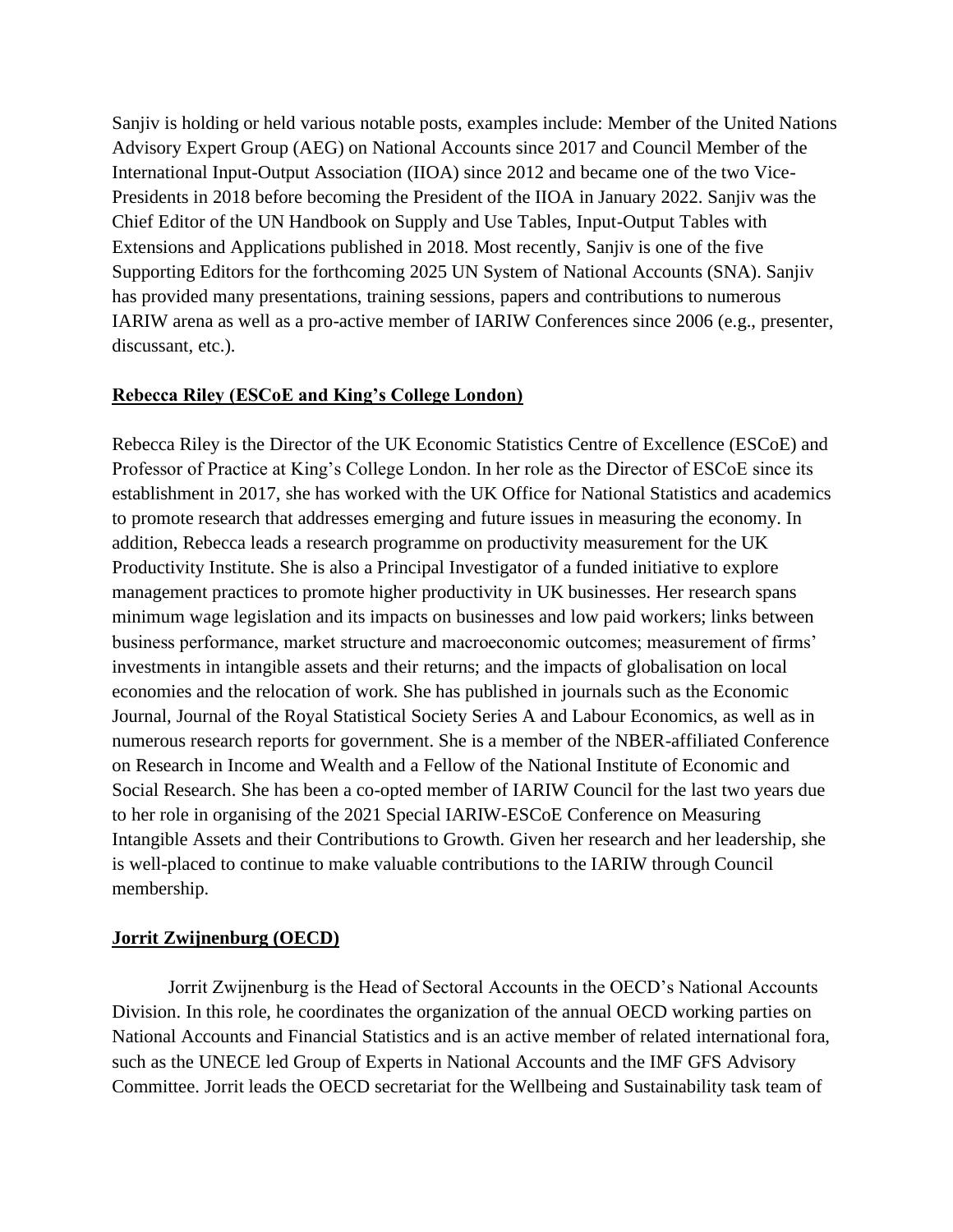Sanjiv is holding or held various notable posts, examples include: Member of the United Nations Advisory Expert Group (AEG) on National Accounts since 2017 and Council Member of the International Input-Output Association (IIOA) since 2012 and became one of the two Vice-Presidents in 2018 before becoming the President of the IIOA in January 2022. Sanjiv was the Chief Editor of the UN Handbook on Supply and Use Tables, Input-Output Tables with Extensions and Applications published in 2018. Most recently, Sanjiv is one of the five Supporting Editors for the forthcoming 2025 UN System of National Accounts (SNA). Sanjiv has provided many presentations, training sessions, papers and contributions to numerous IARIW arena as well as a pro-active member of IARIW Conferences since 2006 (e.g., presenter, discussant, etc.).

**Rebecca Riley (ESCoE and King's College London)**

Rebecca Riley is the Director of the UK Economic Statistics Centre of Excellence (ESCoE) and Professor of Practice at King's College London. In her role as the Director of ESCoE since its establishment in 2017, she has worked with the UK Office for National Statistics and academics to promote research that addresses emerging and future issues in measuring the economy. In addition, Rebecca leads a research programme on productivity measurement for the UK Productivity Institute. She is also a Principal Investigator of a funded initiative to explore management practices to promote higher productivity in UK businesses. Her research spans minimum wage legislation and its impacts on businesses and low paid workers; links between business performance, market structure and macroeconomic outcomes; measurement of firms' investments in intangible assets and their returns; and the impacts of globalisation on local economies and the relocation of work. She has published in journals such as the Economic Journal, Journal of the Royal Statistical Society Series A and Labour Economics, as well as in numerous research reports for government. She is a member of the NBER-affiliated Conference on Research in Income and Wealth and a Fellow of the National Institute of Economic and Social Research. She has been a co-opted member of IARIW Council for the last two years due to her role in organising of the 2021 Special IARIW-ESCoE Conference on Measuring Intangible Assets and their Contributions to Growth. Given her research and her leadership, she is well-placed to continue to make valuable contributions to the IARIW through Council membership.

**Jorrit Zwijnenburg (OECD)**

Jorrit Zwijnenburg is the Head of Sectoral Accounts in the OECD's National Accounts Division. In this role, he coordinates the organization of the annual OECD working parties on National Accounts and Financial Statistics and is an active member of related international fora, such as the UNECE led Group of Experts in National Accounts and the IMF GFS Advisory Committee. Jorrit leads the OECD secretariat for the Wellbeing and Sustainability task team of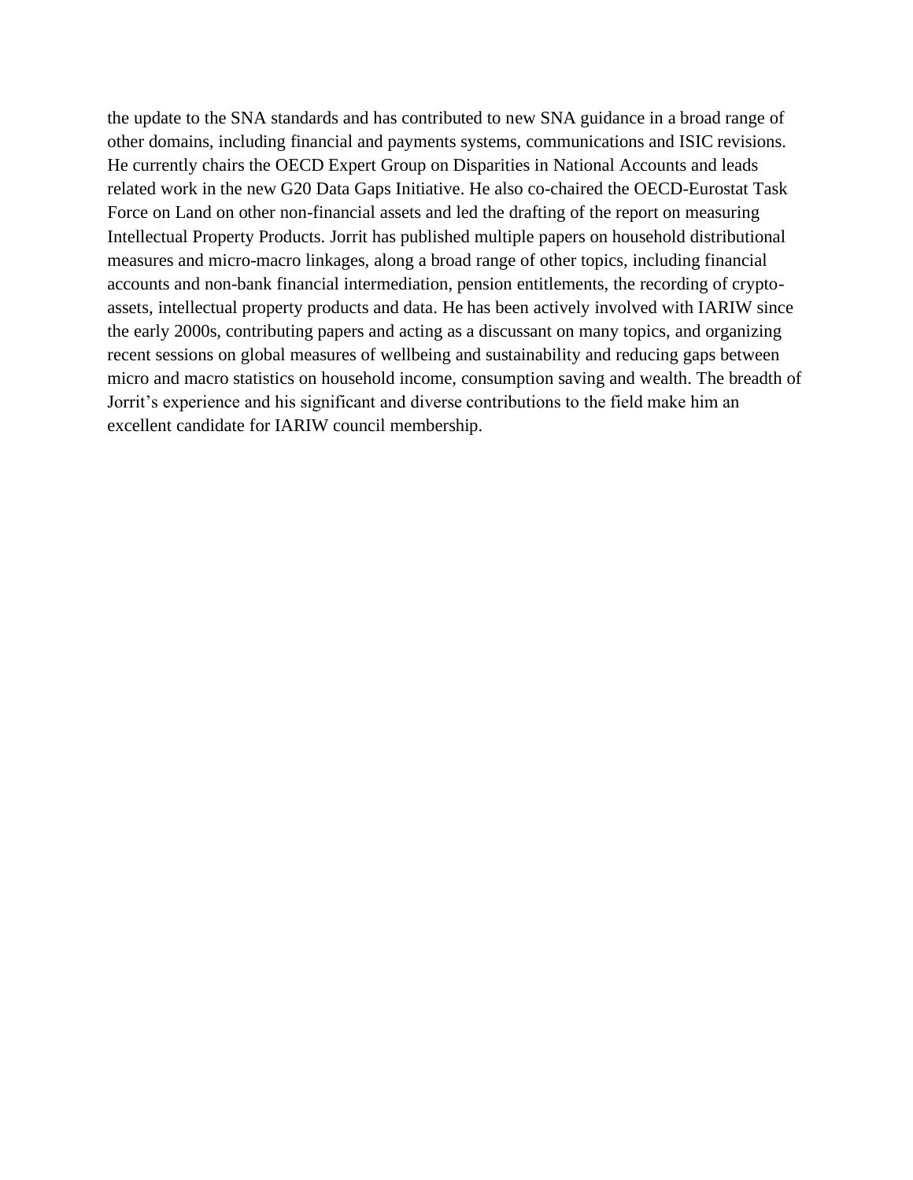the update to the SNA standards and has contributed to new SNA guidance in a broad range of other domains, including financial and payments systems, communications and ISIC revisions. He currently chairs the OECD Expert Group on Disparities in National Accounts and leads related work in the new G20 Data Gaps Initiative. He also co-chaired the OECD-Eurostat Task Force on Land on other non-financial assets and led the drafting of the report on measuring Intellectual Property Products. Jorrit has published multiple papers on household distributional measures and micro-macro linkages, along a broad range of other topics, including financial accounts and non-bank financial intermediation, pension entitlements, the recording of crypto-assets, intellectual property products and data. He has been actively involved with IARIW since the early 2000s, contributing papers and acting as a discussant on many topics, and organizing recent sessions on global measures of wellbeing and sustainability and reducing gaps between micro and macro statistics on household income, consumption saving and wealth. The breadth of Jorrit's experience and his significant and diverse contributions to the field make him an excellent candidate for IARIW council membership.